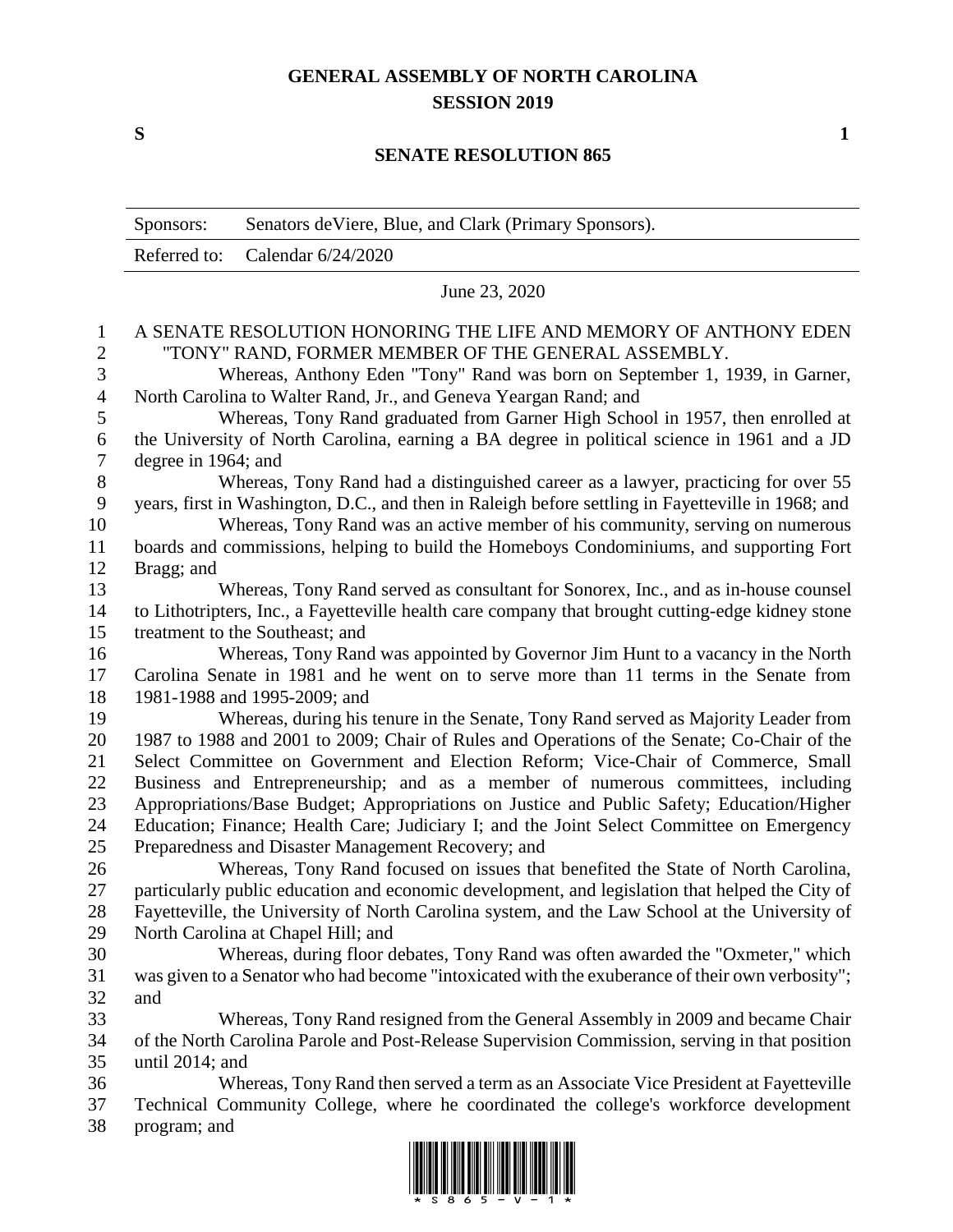# GENERAL ASSEMBLY OF NORTH CAROLINA
## SESSION 2019

**S** **1**

## SENATE RESOLUTION 865

| Sponsors: | Senators deViere, Blue, and Clark (Primary Sponsors). |
|---|---|
| Referred to: | Calendar 6/24/2020 |

June 23, 2020

A SENATE RESOLUTION HONORING THE LIFE AND MEMORY OF ANTHONY EDEN "TONY" RAND, FORMER MEMBER OF THE GENERAL ASSEMBLY.

Whereas, Anthony Eden "Tony" Rand was born on September 1, 1939, in Garner, North Carolina to Walter Rand, Jr., and Geneva Yeargan Rand; and

Whereas, Tony Rand graduated from Garner High School in 1957, then enrolled at the University of North Carolina, earning a BA degree in political science in 1961 and a JD degree in 1964; and

Whereas, Tony Rand had a distinguished career as a lawyer, practicing for over 55 years, first in Washington, D.C., and then in Raleigh before settling in Fayetteville in 1968; and

Whereas, Tony Rand was an active member of his community, serving on numerous boards and commissions, helping to build the Homeboys Condominiums, and supporting Fort Bragg; and

Whereas, Tony Rand served as consultant for Sonorex, Inc., and as in-house counsel to Lithotripters, Inc., a Fayetteville health care company that brought cutting-edge kidney stone treatment to the Southeast; and

Whereas, Tony Rand was appointed by Governor Jim Hunt to a vacancy in the North Carolina Senate in 1981 and he went on to serve more than 11 terms in the Senate from 1981-1988 and 1995-2009; and

Whereas, during his tenure in the Senate, Tony Rand served as Majority Leader from 1987 to 1988 and 2001 to 2009; Chair of Rules and Operations of the Senate; Co-Chair of the Select Committee on Government and Election Reform; Vice-Chair of Commerce, Small Business and Entrepreneurship; and as a member of numerous committees, including Appropriations/Base Budget; Appropriations on Justice and Public Safety; Education/Higher Education; Finance; Health Care; Judiciary I; and the Joint Select Committee on Emergency Preparedness and Disaster Management Recovery; and

Whereas, Tony Rand focused on issues that benefited the State of North Carolina, particularly public education and economic development, and legislation that helped the City of Fayetteville, the University of North Carolina system, and the Law School at the University of North Carolina at Chapel Hill; and

Whereas, during floor debates, Tony Rand was often awarded the "Oxmeter," which was given to a Senator who had become "intoxicated with the exuberance of their own verbosity"; and

Whereas, Tony Rand resigned from the General Assembly in 2009 and became Chair of the North Carolina Parole and Post-Release Supervision Commission, serving in that position until 2014; and

Whereas, Tony Rand then served a term as an Associate Vice President at Fayetteville Technical Community College, where he coordinated the college's workforce development program; and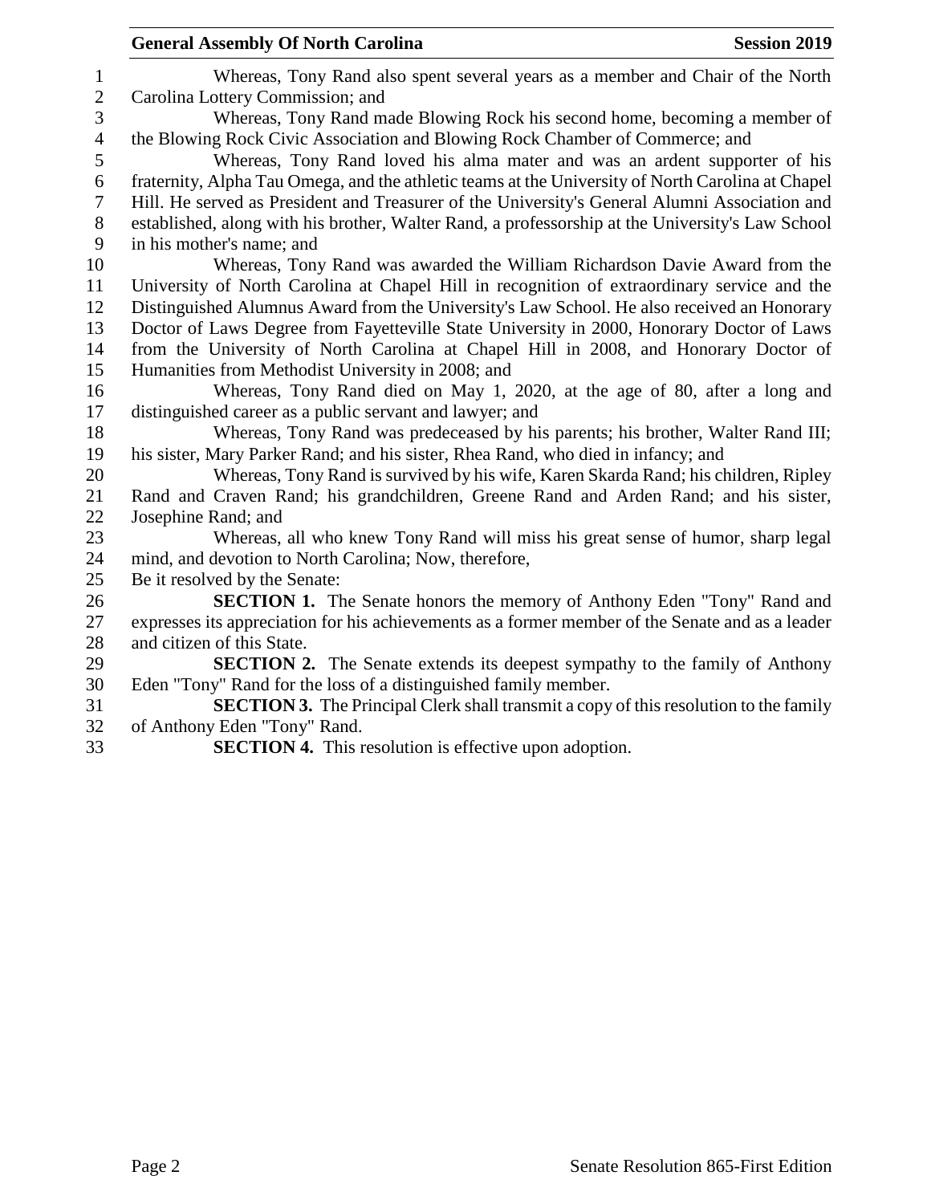Whereas, Tony Rand also spent several years as a member and Chair of the North Carolina Lottery Commission; and

Whereas, Tony Rand made Blowing Rock his second home, becoming a member of the Blowing Rock Civic Association and Blowing Rock Chamber of Commerce; and

Whereas, Tony Rand loved his alma mater and was an ardent supporter of his fraternity, Alpha Tau Omega, and the athletic teams at the University of North Carolina at Chapel Hill. He served as President and Treasurer of the University's General Alumni Association and established, along with his brother, Walter Rand, a professorship at the University's Law School in his mother's name; and

Whereas, Tony Rand was awarded the William Richardson Davie Award from the University of North Carolina at Chapel Hill in recognition of extraordinary service and the Distinguished Alumnus Award from the University's Law School. He also received an Honorary Doctor of Laws Degree from Fayetteville State University in 2000, Honorary Doctor of Laws from the University of North Carolina at Chapel Hill in 2008, and Honorary Doctor of Humanities from Methodist University in 2008; and

Whereas, Tony Rand died on May 1, 2020, at the age of 80, after a long and distinguished career as a public servant and lawyer; and

Whereas, Tony Rand was predeceased by his parents; his brother, Walter Rand III; his sister, Mary Parker Rand; and his sister, Rhea Rand, who died in infancy; and

Whereas, Tony Rand is survived by his wife, Karen Skarda Rand; his children, Ripley Rand and Craven Rand; his grandchildren, Greene Rand and Arden Rand; and his sister, Josephine Rand; and

Whereas, all who knew Tony Rand will miss his great sense of humor, sharp legal mind, and devotion to North Carolina; Now, therefore,

Be it resolved by the Senate:

**SECTION 1.** The Senate honors the memory of Anthony Eden "Tony" Rand and expresses its appreciation for his achievements as a former member of the Senate and as a leader and citizen of this State.

**SECTION 2.** The Senate extends its deepest sympathy to the family of Anthony Eden "Tony" Rand for the loss of a distinguished family member.

**SECTION 3.** The Principal Clerk shall transmit a copy of this resolution to the family of Anthony Eden "Tony" Rand.

**SECTION 4.** This resolution is effective upon adoption.